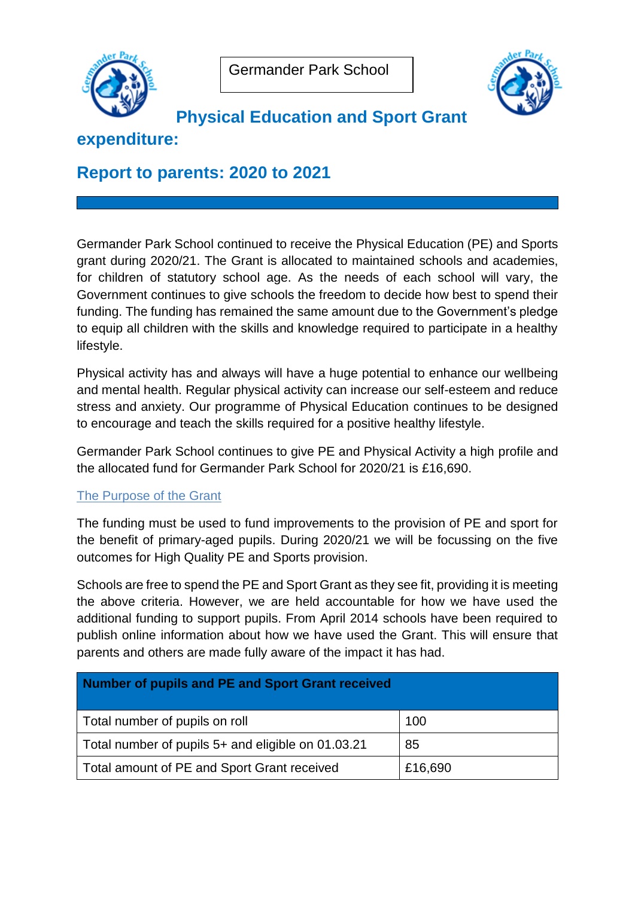Germander Park School

# Physical Education and Sport Grant expenditure:

## Report to parents: 2020 to 2021

Germander Park School continued to receive the Physical Education (PE) and Sports grant during 2020/21. The Grant is allocated to maintained schools and academies, for children of statutory school age. As the needs of each school will vary, the Government continues to give schools the freedom to decide how best to spend their funding. The funding has remained the same amount due to the Government's pledge to equip all children with the skills and knowledge required to participate in a healthy lifestyle.

Physical activity has and always will have a huge potential to enhance our wellbeing and mental health. Regular physical activity can increase our self-esteem and reduce stress and anxiety. Our programme of Physical Education continues to be designed to encourage and teach the skills required for a positive healthy lifestyle.

Germander Park School continues to give PE and Physical Activity a high profile and the allocated fund for Germander Park School for 2020/21 is £16,690.

### The Purpose of the Grant

The funding must be used to fund improvements to the provision of PE and sport for the benefit of primary-aged pupils. During 2020/21 we will be focussing on the five outcomes for High Quality PE and Sports provision.

Schools are free to spend the PE and Sport Grant as they see fit, providing it is meeting the above criteria. However, we are held accountable for how we have used the additional funding to support pupils. From April 2014 schools have been required to publish online information about how we have used the Grant. This will ensure that parents and others are made fully aware of the impact it has had.

| Number of pupils and PE and Sport Grant received | |
|---|---|
| Total number of pupils on roll | 100 |
| Total number of pupils 5+ and eligible on 01.03.21 | 85 |
| Total amount of PE and Sport Grant received | £16,690 |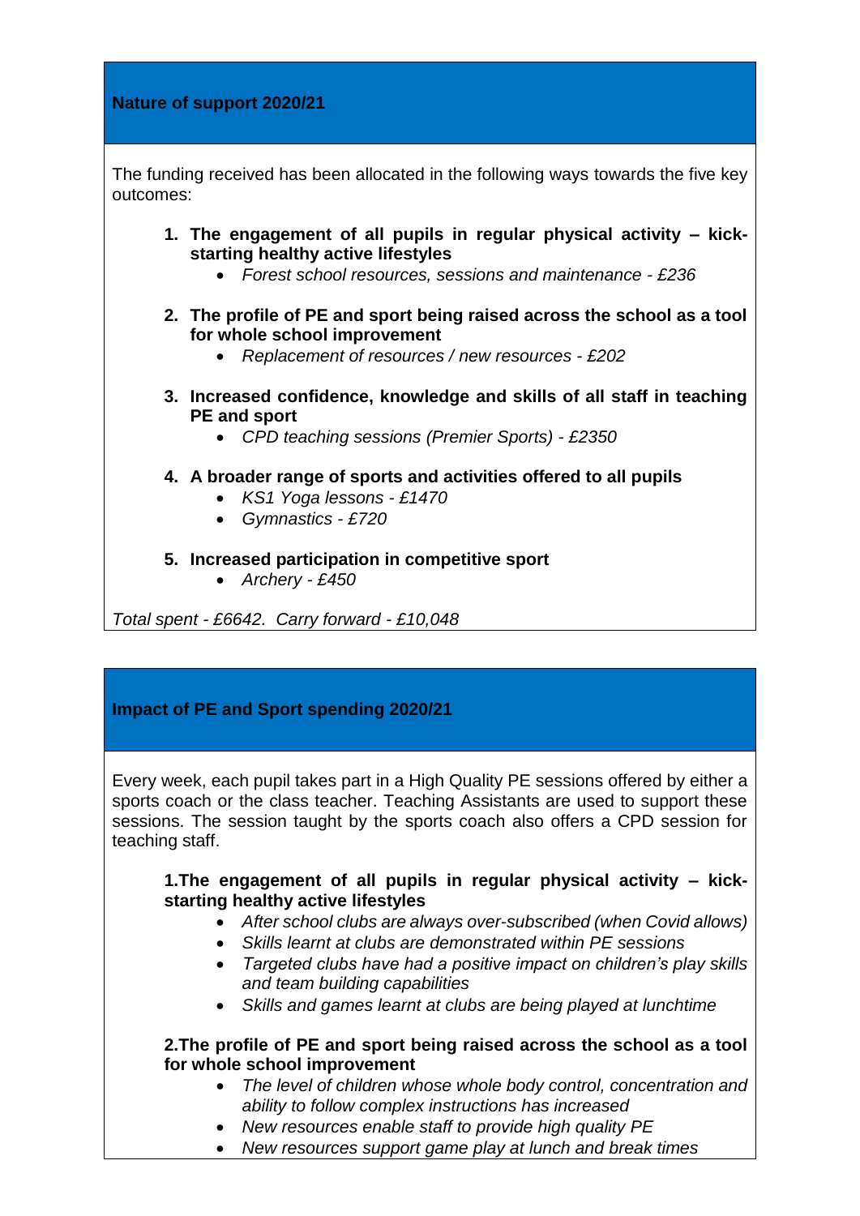## Nature of support 2020/21

The funding received has been allocated in the following ways towards the five key outcomes:

1. **The engagement of all pupils in regular physical activity – kick-starting healthy active lifestyles**
    - *Forest school resources, sessions and maintenance - £236*
2. **The profile of PE and sport being raised across the school as a tool for whole school improvement**
    - *Replacement of resources / new resources - £202*
3. **Increased confidence, knowledge and skills of all staff in teaching PE and sport**
    - *CPD teaching sessions (Premier Sports) - £2350*
4. **A broader range of sports and activities offered to all pupils**
    - *KS1 Yoga lessons - £1470*
    - *Gymnastics - £720*
5. **Increased participation in competitive sport**
    - *Archery - £450*

*Total spent - £6642. Carry forward - £10,048*

## Impact of PE and Sport spending 2020/21

Every week, each pupil takes part in a High Quality PE sessions offered by either a sports coach or the class teacher. Teaching Assistants are used to support these sessions. The session taught by the sports coach also offers a CPD session for teaching staff.

**1.The engagement of all pupils in regular physical activity – kick-starting healthy active lifestyles**

- *After school clubs are always over-subscribed (when Covid allows)*
- *Skills learnt at clubs are demonstrated within PE sessions*
- *Targeted clubs have had a positive impact on children's play skills and team building capabilities*
- *Skills and games learnt at clubs are being played at lunchtime*

**2.The profile of PE and sport being raised across the school as a tool for whole school improvement**

- *The level of children whose whole body control, concentration and ability to follow complex instructions has increased*
- *New resources enable staff to provide high quality PE*
- *New resources support game play at lunch and break times*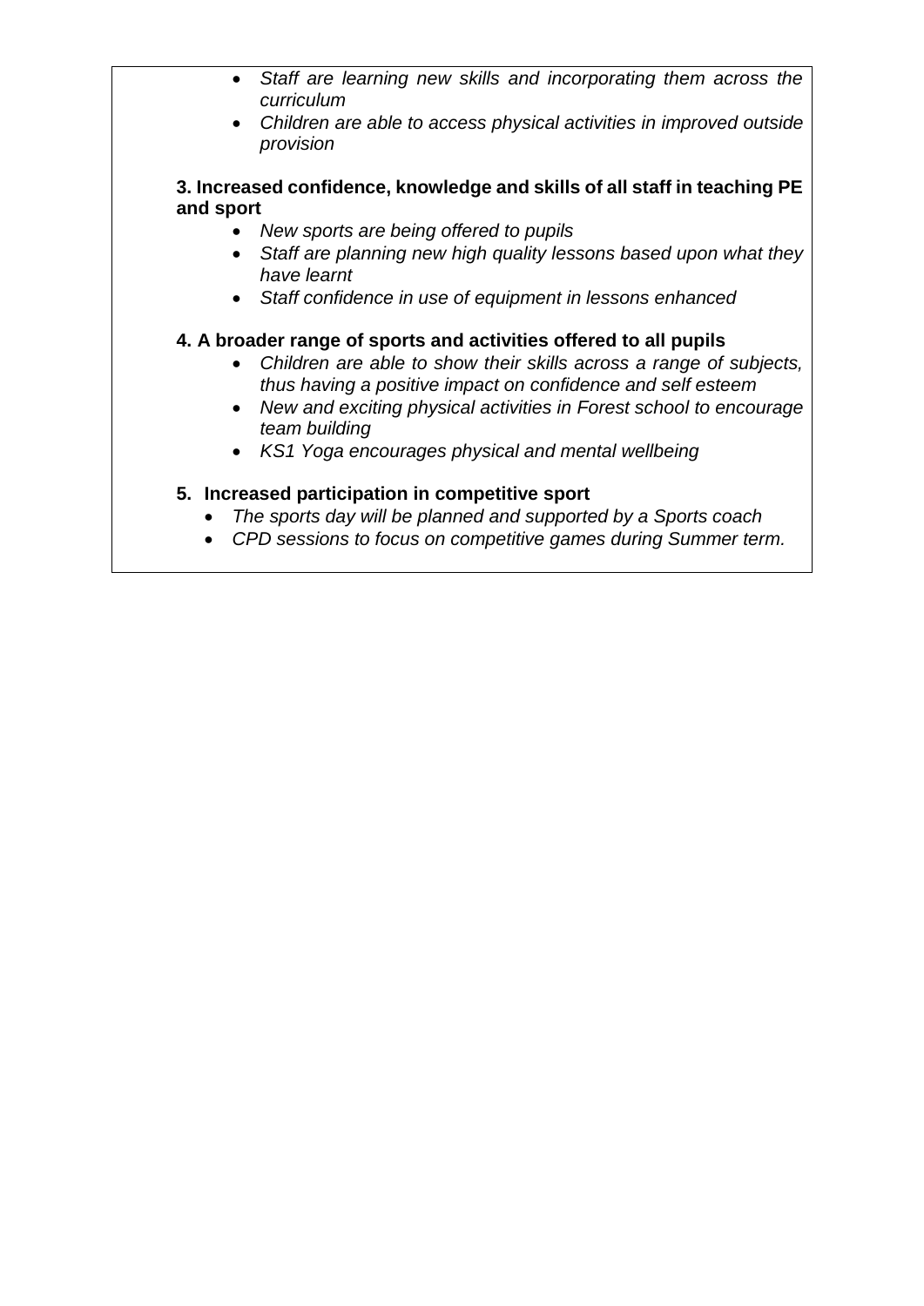- *Staff are learning new skills and incorporating them across the curriculum*
- *Children are able to access physical activities in improved outside provision*

**3. Increased confidence, knowledge and skills of all staff in teaching PE and sport**

- *New sports are being offered to pupils*
- *Staff are planning new high quality lessons based upon what they have learnt*
- *Staff confidence in use of equipment in lessons enhanced*

**4. A broader range of sports and activities offered to all pupils**

- *Children are able to show their skills across a range of subjects, thus having a positive impact on confidence and self esteem*
- *New and exciting physical activities in Forest school to encourage team building*
- *KS1 Yoga encourages physical and mental wellbeing*

**5. Increased participation in competitive sport**

- *The sports day will be planned and supported by a Sports coach*
- *CPD sessions to focus on competitive games during Summer term.*